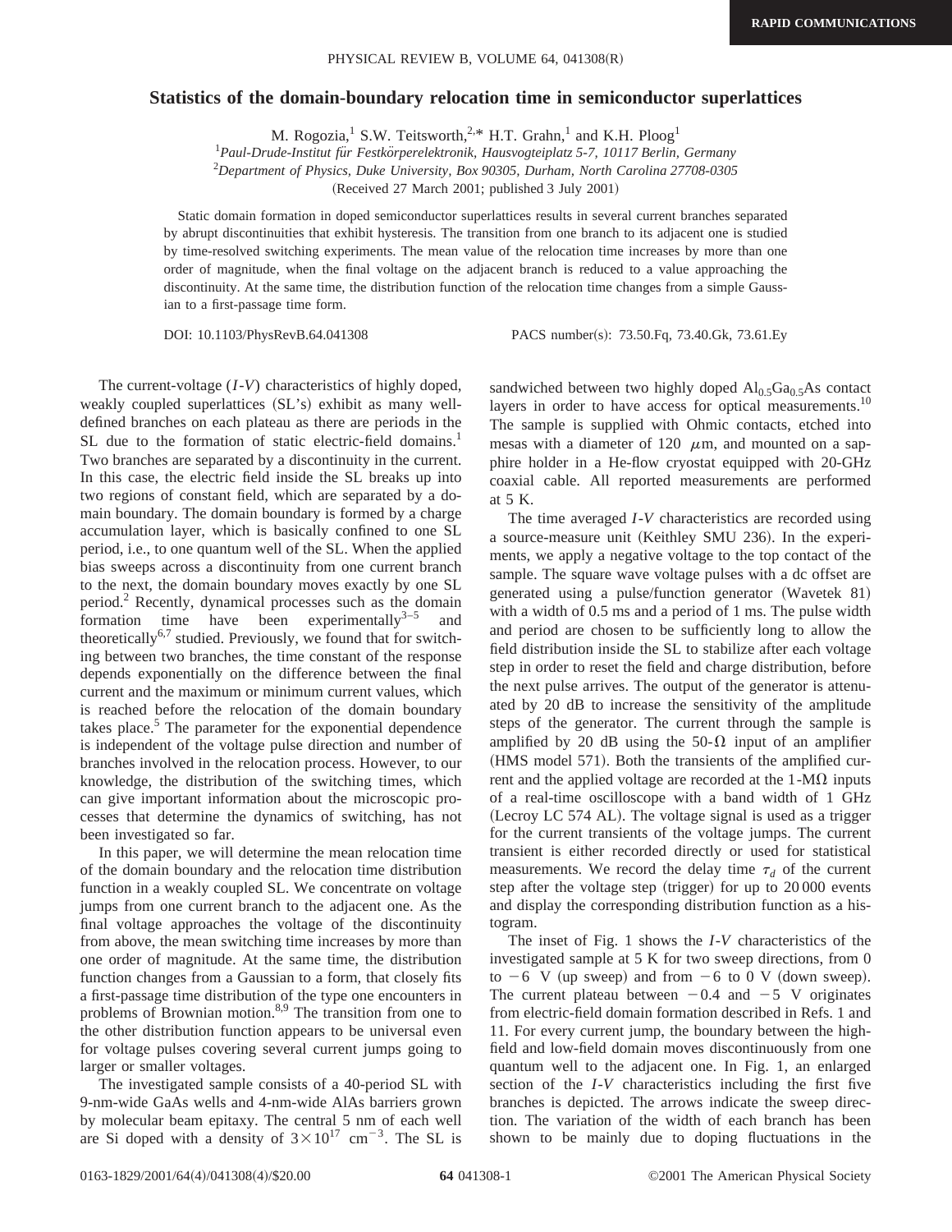# Statistics of the domain-boundary relocation time in semiconductor superlattices

M. Rogozia,[1] S.W. Teitsworth,[2,*] H.T. Grahn,[1] and K.H. Ploog[1]

[1]*Paul-Drude-Institut für Festkörperelektronik, Hausvogteiplatz 5-7, 10117 Berlin, Germany*

[2]*Department of Physics, Duke University, Box 90305, Durham, North Carolina 27708-0305*

(Received 27 March 2001; published 3 July 2001)

Static domain formation in doped semiconductor superlattices results in several current branches separated by abrupt discontinuities that exhibit hysteresis. The transition from one branch to its adjacent one is studied by time-resolved switching experiments. The mean value of the relocation time increases by more than one order of magnitude, when the final voltage on the adjacent branch is reduced to a value approaching the discontinuity. At the same time, the distribution function of the relocation time changes from a simple Gaussian to a first-passage time form.

DOI: 10.1103/PhysRevB.64.041308 PACS number(s): 73.50.Fq, 73.40.Gk, 73.61.Ey

The current-voltage (*I*-*V*) characteristics of highly doped, weakly coupled superlattices (SL's) exhibit as many well-defined branches on each plateau as there are periods in the SL due to the formation of static electric-field domains.[1] Two branches are separated by a discontinuity in the current. In this case, the electric field inside the SL breaks up into two regions of constant field, which are separated by a domain boundary. The domain boundary is formed by a charge accumulation layer, which is basically confined to one SL period, i.e., to one quantum well of the SL. When the applied bias sweeps across a discontinuity from one current branch to the next, the domain boundary moves exactly by one SL period.[2] Recently, dynamical processes such as the domain formation time have been experimentally[3–5] and theoretically[6,7] studied. Previously, we found that for switching between two branches, the time constant of the response depends exponentially on the difference between the final current and the maximum or minimum current values, which is reached before the relocation of the domain boundary takes place.[5] The parameter for the exponential dependence is independent of the voltage pulse direction and number of branches involved in the relocation process. However, to our knowledge, the distribution of the switching times, which can give important information about the microscopic processes that determine the dynamics of switching, has not been investigated so far.

In this paper, we will determine the mean relocation time of the domain boundary and the relocation time distribution function in a weakly coupled SL. We concentrate on voltage jumps from one current branch to the adjacent one. As the final voltage approaches the voltage of the discontinuity from above, the mean switching time increases by more than one order of magnitude. At the same time, the distribution function changes from a Gaussian to a form, that closely fits a first-passage time distribution of the type one encounters in problems of Brownian motion.[8,9] The transition from one to the other distribution function appears to be universal even for voltage pulses covering several current jumps going to larger or smaller voltages.

The investigated sample consists of a 40-period SL with 9-nm-wide GaAs wells and 4-nm-wide AlAs barriers grown by molecular beam epitaxy. The central 5 nm of each well are Si doped with a density of $3\times10^{17}$ cm$^{-3}$. The SL is sandwiched between two highly doped $Al_{0.5}Ga_{0.5}As$ contact layers in order to have access for optical measurements.[10] The sample is supplied with Ohmic contacts, etched into mesas with a diameter of 120 $\mu$m, and mounted on a sapphire holder in a He-flow cryostat equipped with 20-GHz coaxial cable. All reported measurements are performed at 5 K.

The time averaged *I*-*V* characteristics are recorded using a source-measure unit (Keithley SMU 236). In the experiments, we apply a negative voltage to the top contact of the sample. The square wave voltage pulses with a dc offset are generated using a pulse/function generator (Wavetek 81) with a width of 0.5 ms and a period of 1 ms. The pulse width and period are chosen to be sufficiently long to allow the field distribution inside the SL to stabilize after each voltage step in order to reset the field and charge distribution, before the next pulse arrives. The output of the generator is attenuated by 20 dB to increase the sensitivity of the amplitude steps of the generator. The current through the sample is amplified by 20 dB using the 50-Ω input of an amplifier (HMS model 571). Both the transients of the amplified current and the applied voltage are recorded at the 1-MΩ inputs of a real-time oscilloscope with a band width of 1 GHz (Lecroy LC 574 AL). The voltage signal is used as a trigger for the current transients of the voltage jumps. The current transient is either recorded directly or used for statistical measurements. We record the delay time $\tau_d$ of the current step after the voltage step (trigger) for up to 20 000 events and display the corresponding distribution function as a histogram.

The inset of Fig. 1 shows the *I*-*V* characteristics of the investigated sample at 5 K for two sweep directions, from 0 to −6 V (up sweep) and from −6 to 0 V (down sweep). The current plateau between −0.4 and −5 V originates from electric-field domain formation described in Refs. 1 and 11. For every current jump, the boundary between the high-field and low-field domain moves discontinuously from one quantum well to the adjacent one. In Fig. 1, an enlarged section of the *I*-*V* characteristics including the first five branches is depicted. The arrows indicate the sweep direction. The variation of the width of each branch has been shown to be mainly due to doping fluctuations in the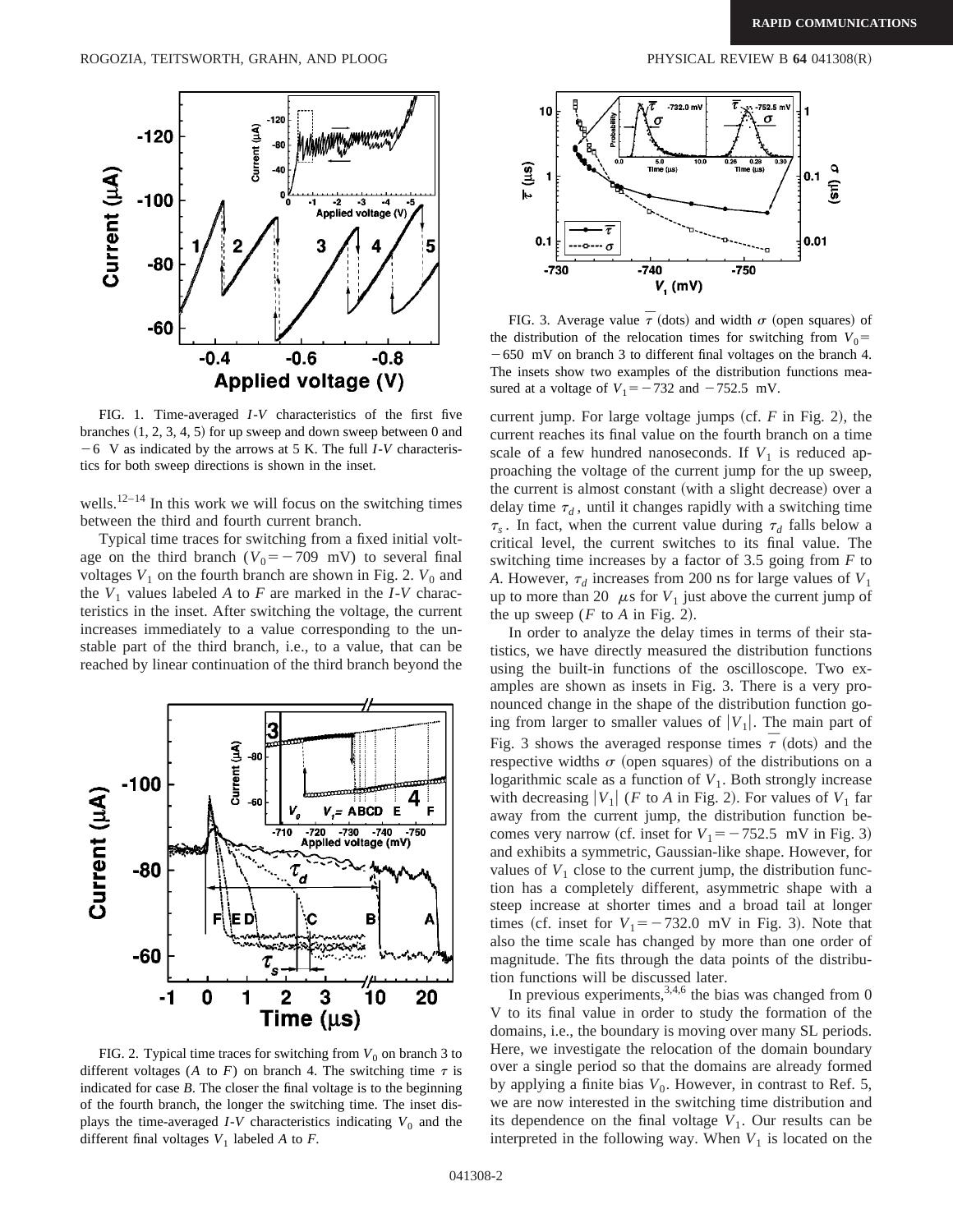FIG. 1. Time-averaged *I-V* characteristics of the first five branches (1, 2, 3, 4, 5) for up sweep and down sweep between 0 and $-6$ V as indicated by the arrows at 5 K. The full *I-V* characteristics for both sweep directions is shown in the inset.

wells.[12–14] In this work we will focus on the switching times between the third and fourth current branch.

Typical time traces for switching from a fixed initial voltage on the third branch ($V_0 = -709$ mV) to several final voltages $V_1$ on the fourth branch are shown in Fig. 2. $V_0$ and the $V_1$ values labeled *A* to *F* are marked in the *I-V* characteristics in the inset. After switching the voltage, the current increases immediately to a value corresponding to the unstable part of the third branch, i.e., to a value, that can be reached by linear continuation of the third branch beyond the current jump. For large voltage jumps (cf. *F* in Fig. 2), the current reaches its final value on the fourth branch on a time scale of a few hundred nanoseconds. If $V_1$ is reduced approaching the voltage of the current jump for the up sweep, the current is almost constant (with a slight decrease) over a delay time $\tau_d$, until it changes rapidly with a switching time $\tau_s$. In fact, when the current value during $\tau_d$ falls below a critical level, the current switches to its final value. The switching time increases by a factor of 3.5 going from *F* to *A*. However, $\tau_d$ increases from 200 ns for large values of $V_1$ up to more than 20 $\mu$s for $V_1$ just above the current jump of the up sweep (*F* to *A* in Fig. 2).

FIG. 2. Typical time traces for switching from $V_0$ on branch 3 to different voltages (*A* to *F*) on branch 4. The switching time $\tau$ is indicated for case *B*. The closer the final voltage is to the beginning of the fourth branch, the longer the switching time. The inset displays the time-averaged *I-V* characteristics indicating $V_0$ and the different final voltages $V_1$ labeled *A* to *F*.

FIG. 3. Average value $\bar{\tau}$ (dots) and width $\sigma$ (open squares) of the distribution of the relocation times for switching from $V_0 = -650$ mV on branch 3 to different final voltages on the branch 4. The insets show two examples of the distribution functions measured at a voltage of $V_1 = -732$ and $-752.5$ mV.

In order to analyze the delay times in terms of their statistics, we have directly measured the distribution functions using the built-in functions of the oscilloscope. Two examples are shown as insets in Fig. 3. There is a very pronounced change in the shape of the distribution function going from larger to smaller values of $|V_1|$. The main part of Fig. 3 shows the averaged response times $\bar{\tau}$ (dots) and the respective widths $\sigma$ (open squares) of the distributions on a logarithmic scale as a function of $V_1$. Both strongly increase with decreasing $|V_1|$ (*F* to *A* in Fig. 2). For values of $V_1$ far away from the current jump, the distribution function becomes very narrow (cf. inset for $V_1 = -752.5$ mV in Fig. 3) and exhibits a symmetric, Gaussian-like shape. However, for values of $V_1$ close to the current jump, the distribution function has a completely different, asymmetric shape with a steep increase at shorter times and a broad tail at longer times (cf. inset for $V_1 = -732.0$ mV in Fig. 3). Note that also the time scale has changed by more than one order of magnitude. The fits through the data points of the distribution functions will be discussed later.

In previous experiments,[3,4,6] the bias was changed from 0 V to its final value in order to study the formation of the domains, i.e., the boundary is moving over many SL periods. Here, we investigate the relocation of the domain boundary over a single period so that the domains are already formed by applying a finite bias $V_0$. However, in contrast to Ref. 5, we are now interested in the switching time distribution and its dependence on the final voltage $V_1$. Our results can be interpreted in the following way. When $V_1$ is located on the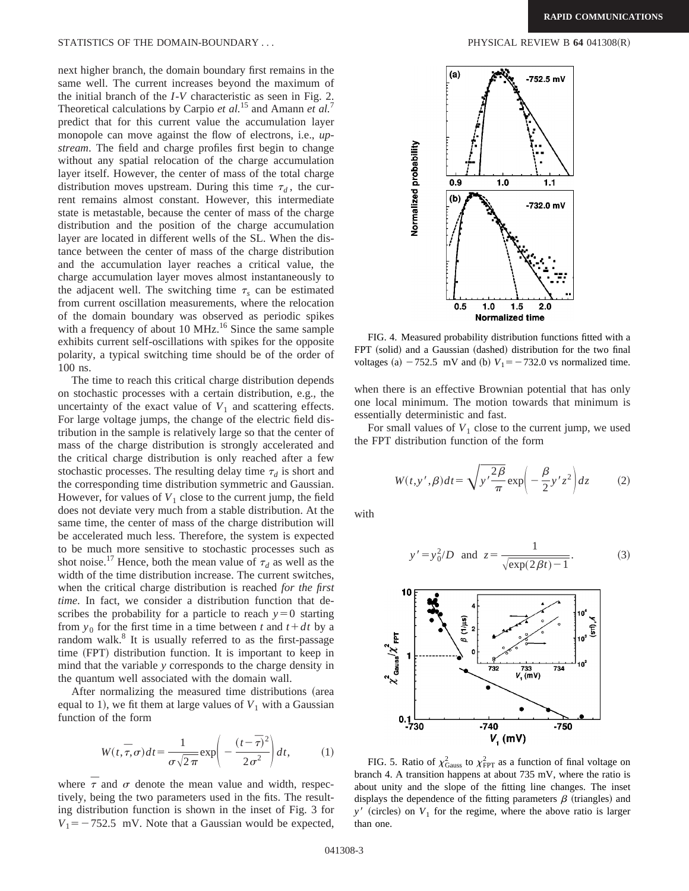next higher branch, the domain boundary first remains in the same well. The current increases beyond the maximum of the initial branch of the *I-V* characteristic as seen in Fig. 2. Theoretical calculations by Carpio *et al.*[15] and Amann *et al.*[7] predict that for this current value the accumulation layer monopole can move against the flow of electrons, i.e., *upstream*. The field and charge profiles first begin to change without any spatial relocation of the charge accumulation layer itself. However, the center of mass of the total charge distribution moves upstream. During this time $\tau_d$, the current remains almost constant. However, this intermediate state is metastable, because the center of mass of the charge distribution and the position of the charge accumulation layer are located in different wells of the SL. When the distance between the center of mass of the charge distribution and the accumulation layer reaches a critical value, the charge accumulation layer moves almost instantaneously to the adjacent well. The switching time $\tau_s$ can be estimated from current oscillation measurements, where the relocation of the domain boundary was observed as periodic spikes with a frequency of about 10 MHz.[16] Since the same sample exhibits current self-oscillations with spikes for the opposite polarity, a typical switching time should be of the order of 100 ns.

The time to reach this critical charge distribution depends on stochastic processes with a certain distribution, e.g., the uncertainty of the exact value of $V_1$ and scattering effects. For large voltage jumps, the change of the electric field distribution in the sample is relatively large so that the center of mass of the charge distribution is strongly accelerated and the critical charge distribution is only reached after a few stochastic processes. The resulting delay time $\tau_d$ is short and the corresponding time distribution symmetric and Gaussian. However, for values of $V_1$ close to the current jump, the field does not deviate very much from a stable distribution. At the same time, the center of mass of the charge distribution will be accelerated much less. Therefore, the system is expected to be much more sensitive to stochastic processes such as shot noise.[17] Hence, both the mean value of $\tau_d$ as well as the width of the time distribution increase. The current switches, when the critical charge distribution is reached *for the first time*. In fact, we consider a distribution function that describes the probability for a particle to reach $y=0$ starting from $y_0$ for the first time in a time between $t$ and $t+dt$ by a random walk.[8] It is usually referred to as the first-passage time (FPT) distribution function. It is important to keep in mind that the variable $y$ corresponds to the charge density in the quantum well associated with the domain wall.

After normalizing the measured time distributions (area equal to 1), we fit them at large values of $V_1$ with a Gaussian function of the form

$$W(t,\overline{\tau},\sigma)dt=\frac{1}{\sigma\sqrt{2\pi}}\exp\left(-\frac{(t-\overline{\tau})^2}{2\sigma^2}\right)dt, \qquad (1)$$

where $\overline{\tau}$ and $\sigma$ denote the mean value and width, respectively, being the two parameters used in the fits. The resulting distribution function is shown in the inset of Fig. 3 for $V_1=-752.5$ mV. Note that a Gaussian would be expected, when there is an effective Brownian potential that has only one local minimum. The motion towards that minimum is essentially deterministic and fast.

FIG. 4. Measured probability distribution functions fitted with a FPT (solid) and a Gaussian (dashed) distribution for the two final voltages (a) $-752.5$ mV and (b) $V_1=-732.0$ vs normalized time.

For small values of $V_1$ close to the current jump, we used the FPT distribution function of the form

$$W(t,y',\beta)dt=\sqrt{y'\frac{2\beta}{\pi}}\exp\left(-\frac{\beta}{2}y'z^2\right)dz \qquad (2)$$

with

$$y'=y_0^2/D \ \text{ and } \ z=\frac{1}{\sqrt{\exp(2\beta t)-1}}. \qquad (3)$$

FIG. 5. Ratio of $\chi^2_{\rm Gauss}$ to $\chi^2_{\rm FPT}$ as a function of final voltage on branch 4. A transition happens at about 735 mV, where the ratio is about unity and the slope of the fitting line changes. The inset displays the dependence of the fitting parameters $\beta$ (triangles) and $y'$ (circles) on $V_1$ for the regime, where the above ratio is larger than one.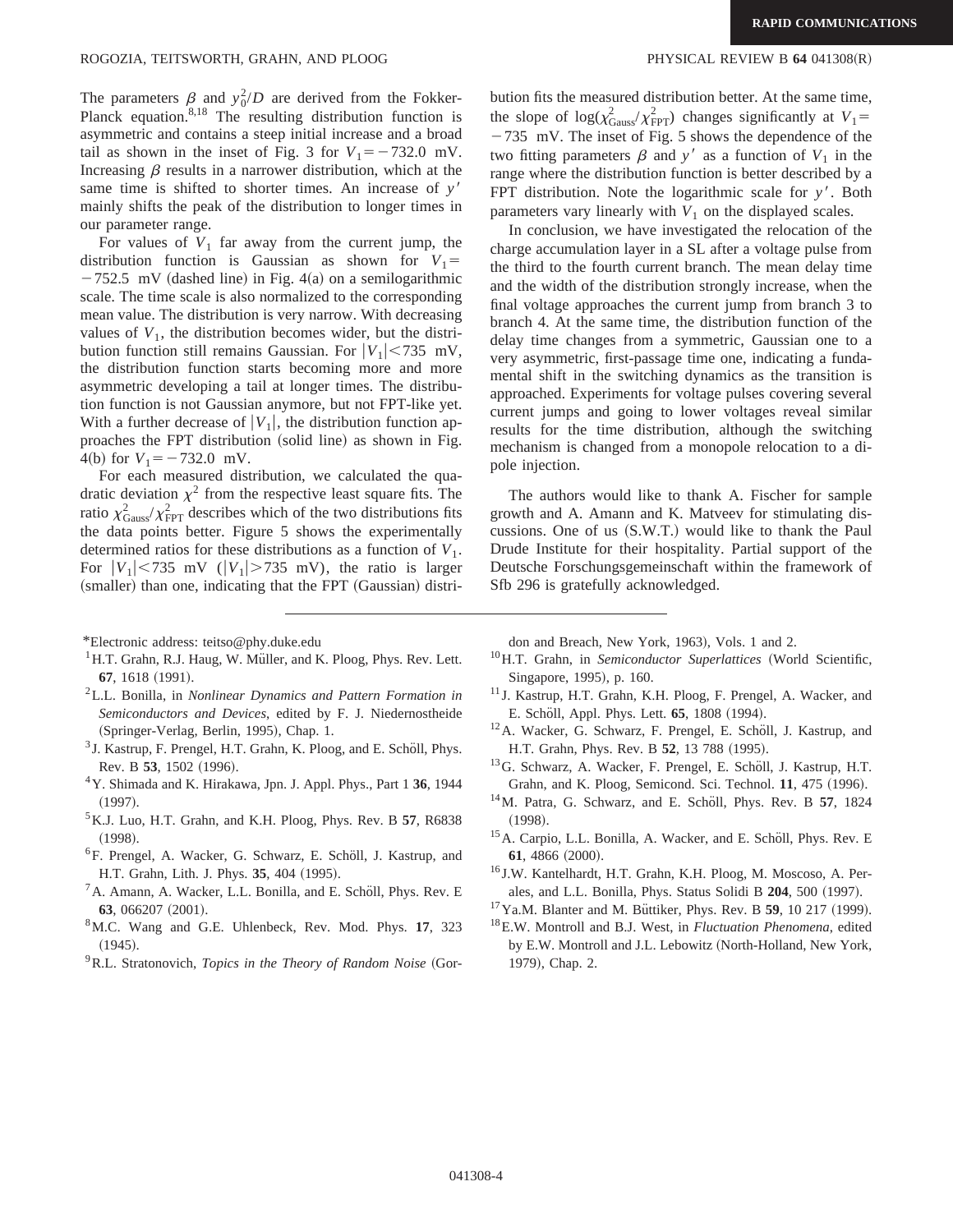The parameters $\beta$ and $y_0^2/D$ are derived from the Fokker-Planck equation.[8,18] The resulting distribution function is asymmetric and contains a steep initial increase and a broad tail as shown in the inset of Fig. 3 for $V_1 = -732.0$ mV. Increasing $\beta$ results in a narrower distribution, which at the same time is shifted to shorter times. An increase of $y'$ mainly shifts the peak of the distribution to longer times in our parameter range.

For values of $V_1$ far away from the current jump, the distribution function is Gaussian as shown for $V_1 = -752.5$ mV (dashed line) in Fig. 4(a) on a semilogarithmic scale. The time scale is also normalized to the corresponding mean value. The distribution is very narrow. With decreasing values of $V_1$, the distribution becomes wider, but the distribution function still remains Gaussian. For $|V_1| < 735$ mV, the distribution function starts becoming more and more asymmetric developing a tail at longer times. The distribution function is not Gaussian anymore, but not FPT-like yet. With a further decrease of $|V_1|$, the distribution function approaches the FPT distribution (solid line) as shown in Fig. 4(b) for $V_1 = -732.0$ mV.

For each measured distribution, we calculated the quadratic deviation $\chi^2$ from the respective least square fits. The ratio $\chi^2_{\mathrm{Gauss}}/\chi^2_{\mathrm{FPT}}$ describes which of the two distributions fits the data points better. Figure 5 shows the experimentally determined ratios for these distributions as a function of $V_1$. For $|V_1| < 735$ mV ($|V_1| > 735$ mV), the ratio is larger (smaller) than one, indicating that the FPT (Gaussian) distribution fits the measured distribution better. At the same time, the slope of $\log(\chi^2_{\mathrm{Gauss}}/\chi^2_{\mathrm{FPT}})$ changes significantly at $V_1 = -735$ mV. The inset of Fig. 5 shows the dependence of the two fitting parameters $\beta$ and $y'$ as a function of $V_1$ in the range where the distribution function is better described by a FPT distribution. Note the logarithmic scale for $y'$. Both parameters vary linearly with $V_1$ on the displayed scales.

In conclusion, we have investigated the relocation of the charge accumulation layer in a SL after a voltage pulse from the third to the fourth current branch. The mean delay time and the width of the distribution strongly increase, when the final voltage approaches the current jump from branch 3 to branch 4. At the same time, the distribution function of the delay time changes from a symmetric, Gaussian one to a very asymmetric, first-passage time one, indicating a fundamental shift in the switching dynamics as the transition is approached. Experiments for voltage pulses covering several current jumps and going to lower voltages reveal similar results for the time distribution, although the switching mechanism is changed from a monopole relocation to a dipole injection.

The authors would like to thank A. Fischer for sample growth and A. Amann and K. Matveev for stimulating discussions. One of us (S.W.T.) would like to thank the Paul Drude Institute for their hospitality. Partial support of the Deutsche Forschungsgemeinschaft within the framework of Sfb 296 is gratefully acknowledged.

---

*Electronic address: teitso@phy.duke.edu

[1] H.T. Grahn, R.J. Haug, W. Müller, and K. Ploog, Phys. Rev. Lett. **67**, 1618 (1991).

[2] L.L. Bonilla, in *Nonlinear Dynamics and Pattern Formation in Semiconductors and Devices*, edited by F. J. Niedernostheide (Springer-Verlag, Berlin, 1995), Chap. 1.

[3] J. Kastrup, F. Prengel, H.T. Grahn, K. Ploog, and E. Schöll, Phys. Rev. B **53**, 1502 (1996).

[4] Y. Shimada and K. Hirakawa, Jpn. J. Appl. Phys., Part 1 **36**, 1944 (1997).

[5] K.J. Luo, H.T. Grahn, and K.H. Ploog, Phys. Rev. B **57**, R6838 (1998).

[6] F. Prengel, A. Wacker, G. Schwarz, E. Schöll, J. Kastrup, and H.T. Grahn, Lith. J. Phys. **35**, 404 (1995).

[7] A. Amann, A. Wacker, L.L. Bonilla, and E. Schöll, Phys. Rev. E **63**, 066207 (2001).

[8] M.C. Wang and G.E. Uhlenbeck, Rev. Mod. Phys. **17**, 323 (1945).

[9] R.L. Stratonovich, *Topics in the Theory of Random Noise* (Gordon and Breach, New York, 1963), Vols. 1 and 2.

[10] H.T. Grahn, in *Semiconductor Superlattices* (World Scientific, Singapore, 1995), p. 160.

[11] J. Kastrup, H.T. Grahn, K.H. Ploog, F. Prengel, A. Wacker, and E. Schöll, Appl. Phys. Lett. **65**, 1808 (1994).

[12] A. Wacker, G. Schwarz, F. Prengel, E. Schöll, J. Kastrup, and H.T. Grahn, Phys. Rev. B **52**, 13 788 (1995).

[13] G. Schwarz, A. Wacker, F. Prengel, E. Schöll, J. Kastrup, H.T. Grahn, and K. Ploog, Semicond. Sci. Technol. **11**, 475 (1996).

[14] M. Patra, G. Schwarz, and E. Schöll, Phys. Rev. B **57**, 1824 (1998).

[15] A. Carpio, L.L. Bonilla, A. Wacker, and E. Schöll, Phys. Rev. E **61**, 4866 (2000).

[16] J.W. Kantelhardt, H.T. Grahn, K.H. Ploog, M. Moscoso, A. Perales, and L.L. Bonilla, Phys. Status Solidi B **204**, 500 (1997).

[17] Ya.M. Blanter and M. Büttiker, Phys. Rev. B **59**, 10 217 (1999).

[18] E.W. Montroll and B.J. West, in *Fluctuation Phenomena*, edited by E.W. Montroll and J.L. Lebowitz (North-Holland, New York, 1979), Chap. 2.